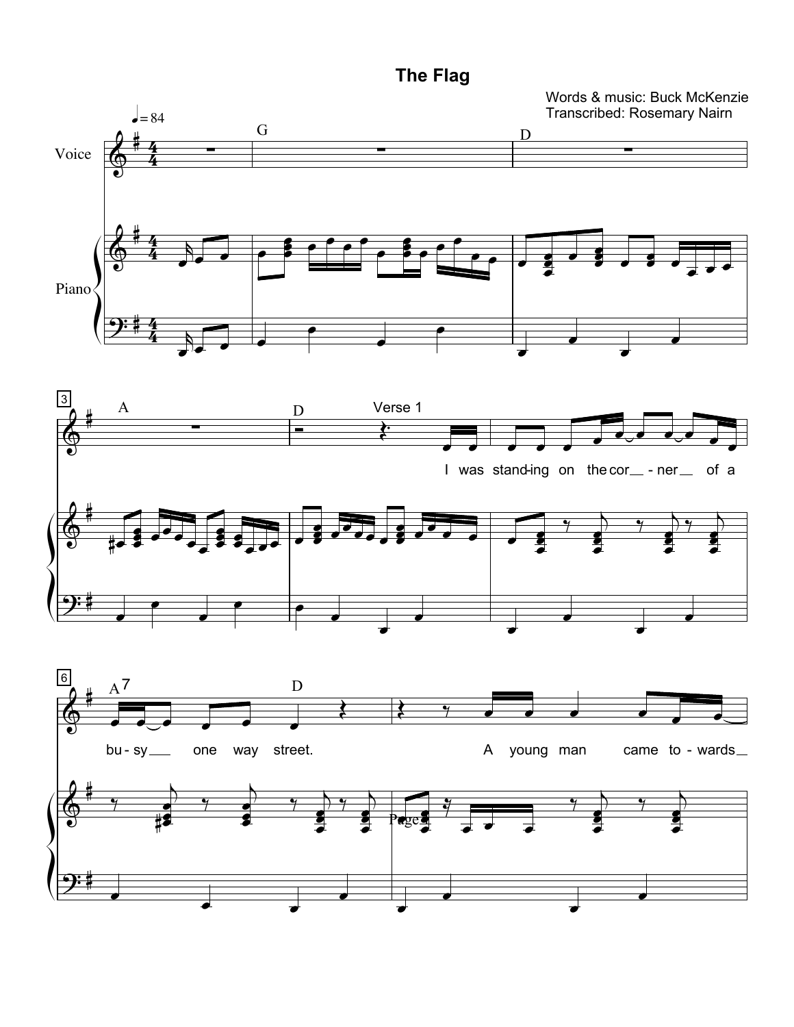# The Flag

Words & music: Buck McKenzie
Transcribed: Rosemary Nairn

♩ = 84

Voice

Piano

G | D | A | D

Verse 1

I was stand-ing on the cor - ner of a bu - sy one way street. A young man came to - wards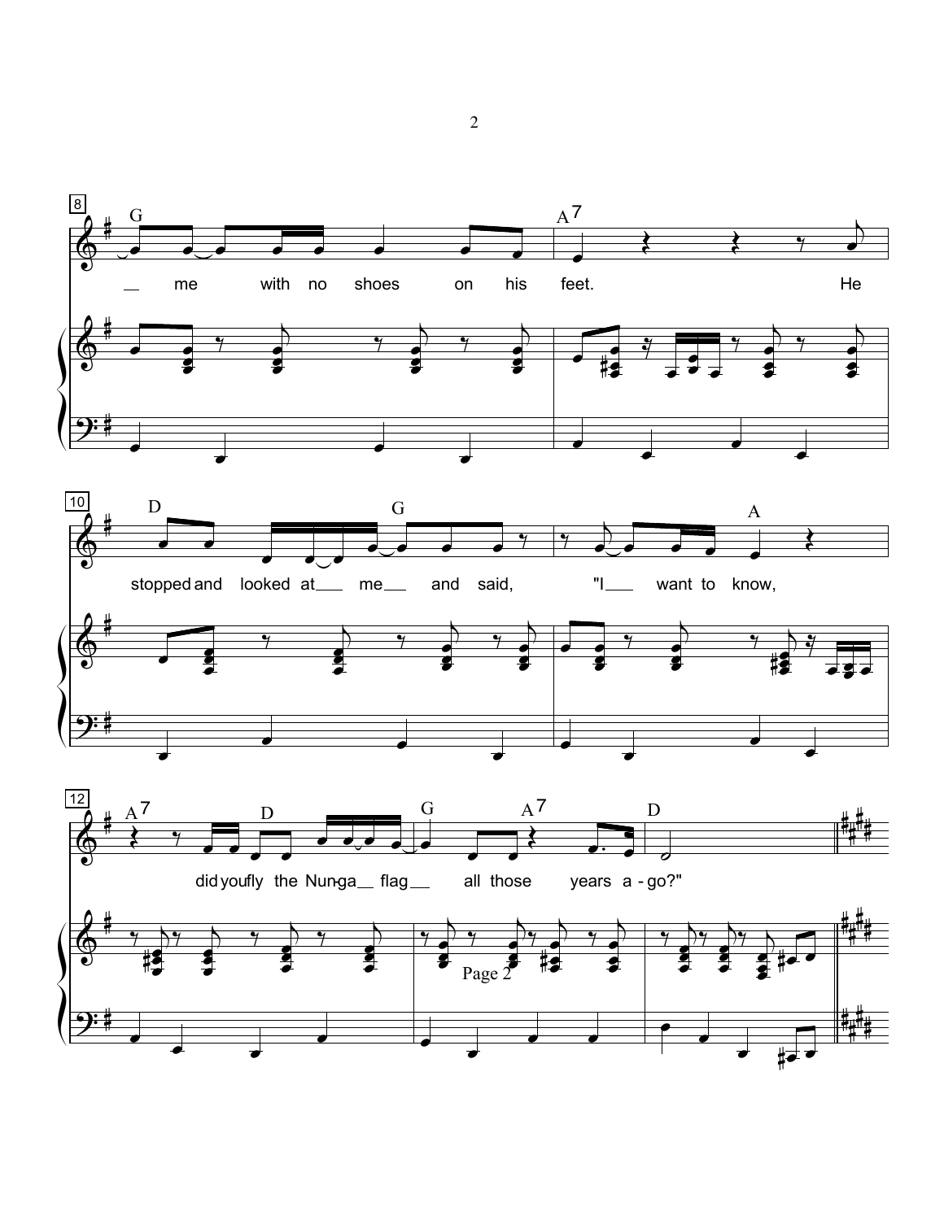8

G — me with no shoes on his feet.

A7 He

10

D G stopped and looked at — me — and said,

A "I — want to know,

12

A7 D did you fly the Nun-ga — flag —

G A7 all those years a - go?"

D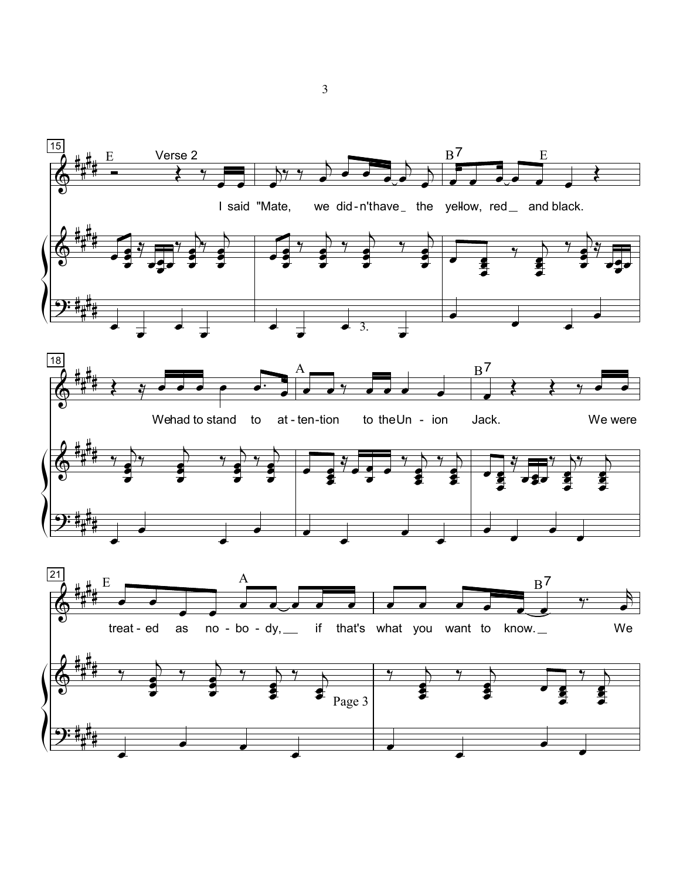Verse 2

I said "Mate, we did-n't have the yel-low, red and black. We had to stand to at-ten-tion to the Un-ion Jack. We were treat-ed as no-bo-dy, if that's what you want to know. We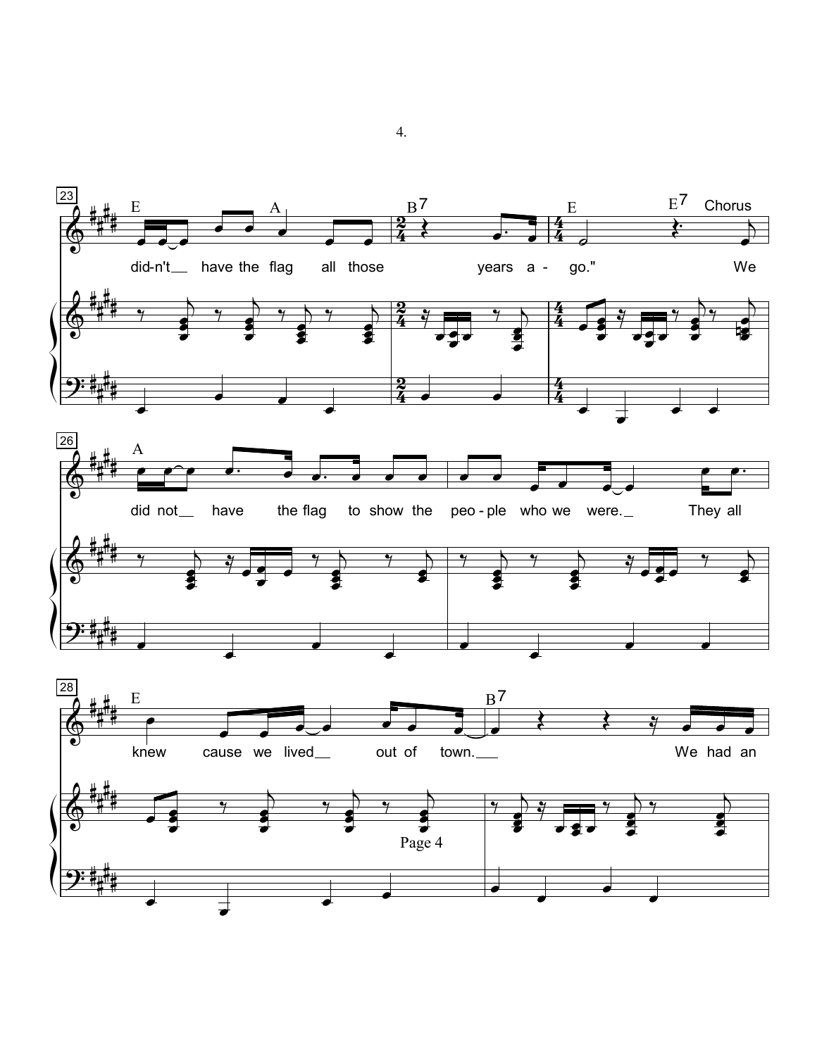23

E A B7 E E7 Chorus

did-n't have the flag all those years a - go." We

26

A

did not have the flag to show the peo - ple who we were. They all

28

E B7

knew cause we lived out of town. We had an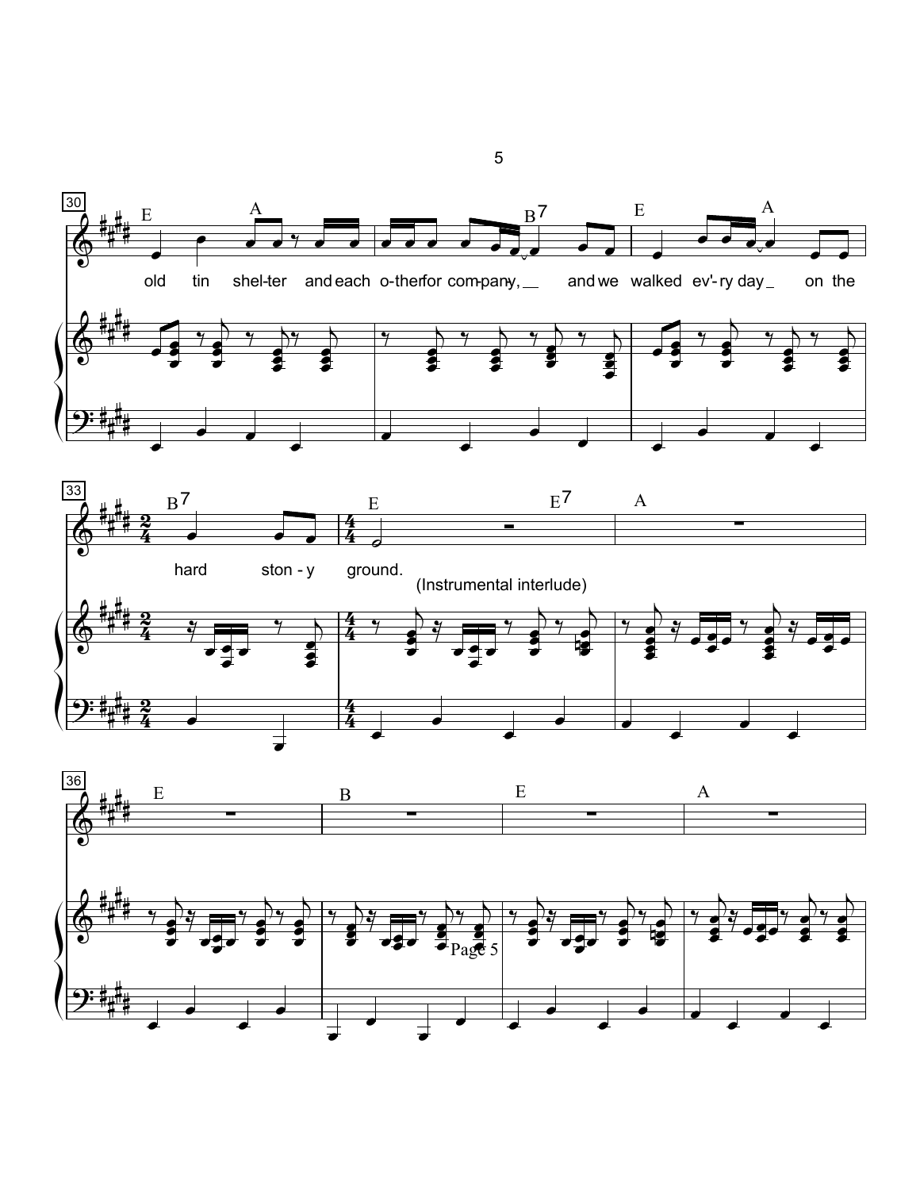E A B7 E A

old tin shel-ter and each o-ther for com-pan-y, and we walked ev'-ry day on the

B7 E E7 A

hard ston-y ground.

(Instrumental interlude)

E B E A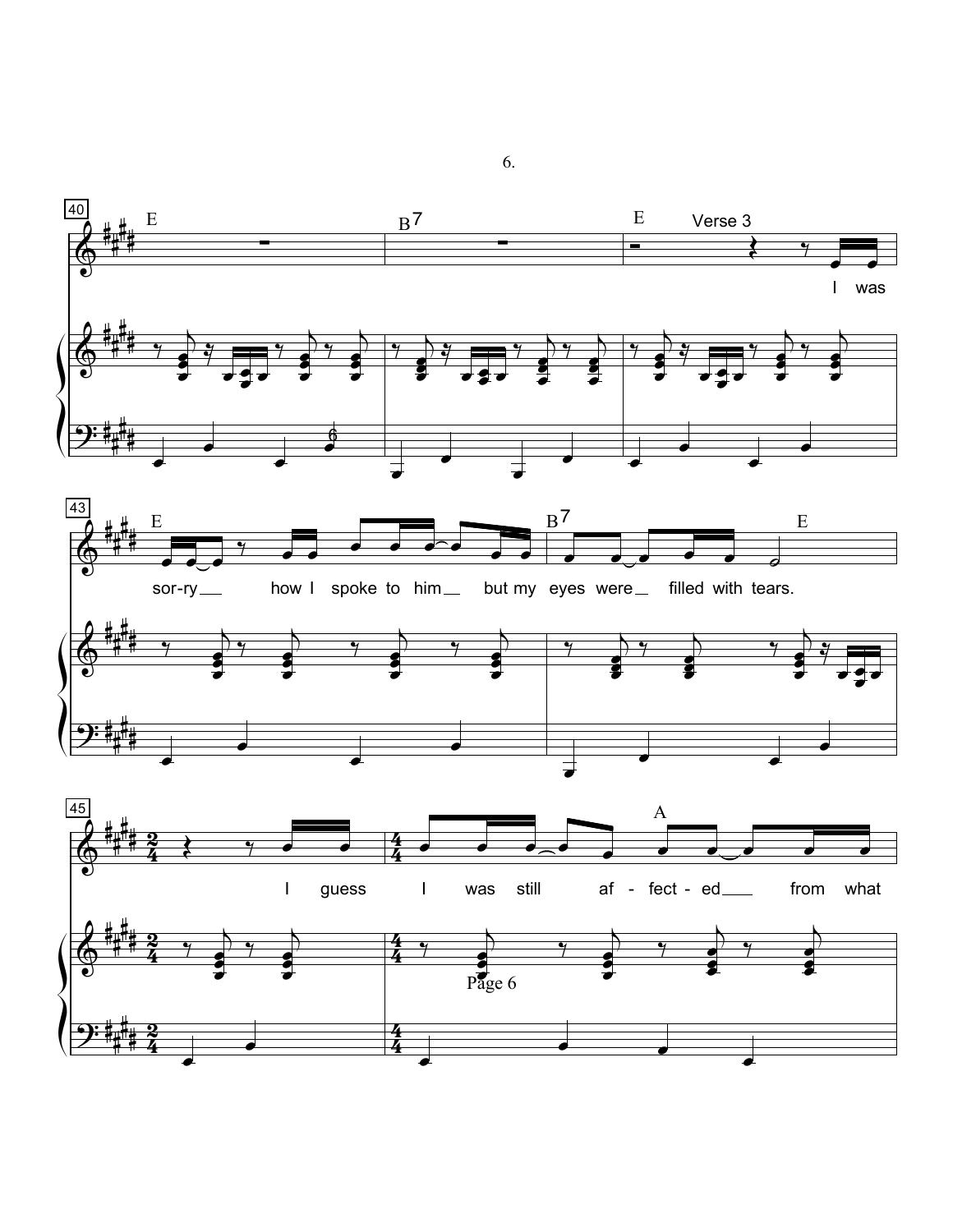E B7 E Verse 3

I was

E B7 E

sor-ry how I spoke to him but my eyes were filled with tears.

A

I guess I was still af - fect - ed from what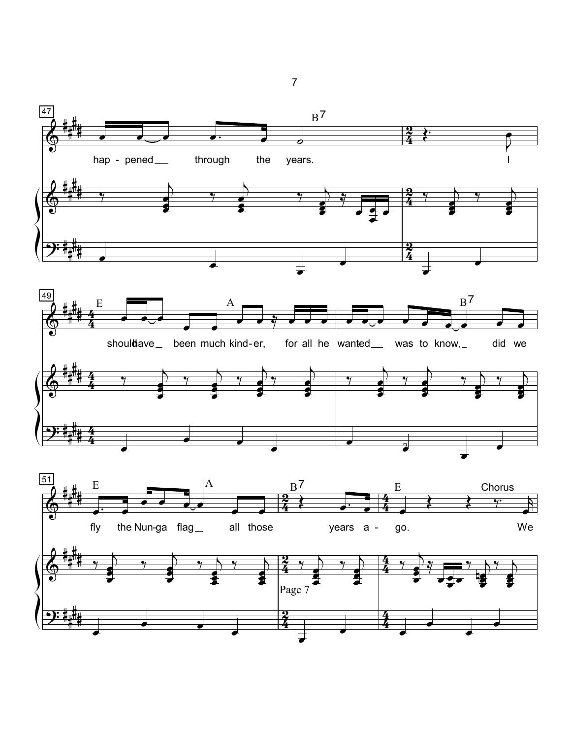47

B7

hap - pened through the years. I

49

E A B7

should have been much kind - er, for all he wanted was to know, did we

51

E A B7 E Chorus

fly the Nun-ga flag all those years a - go. We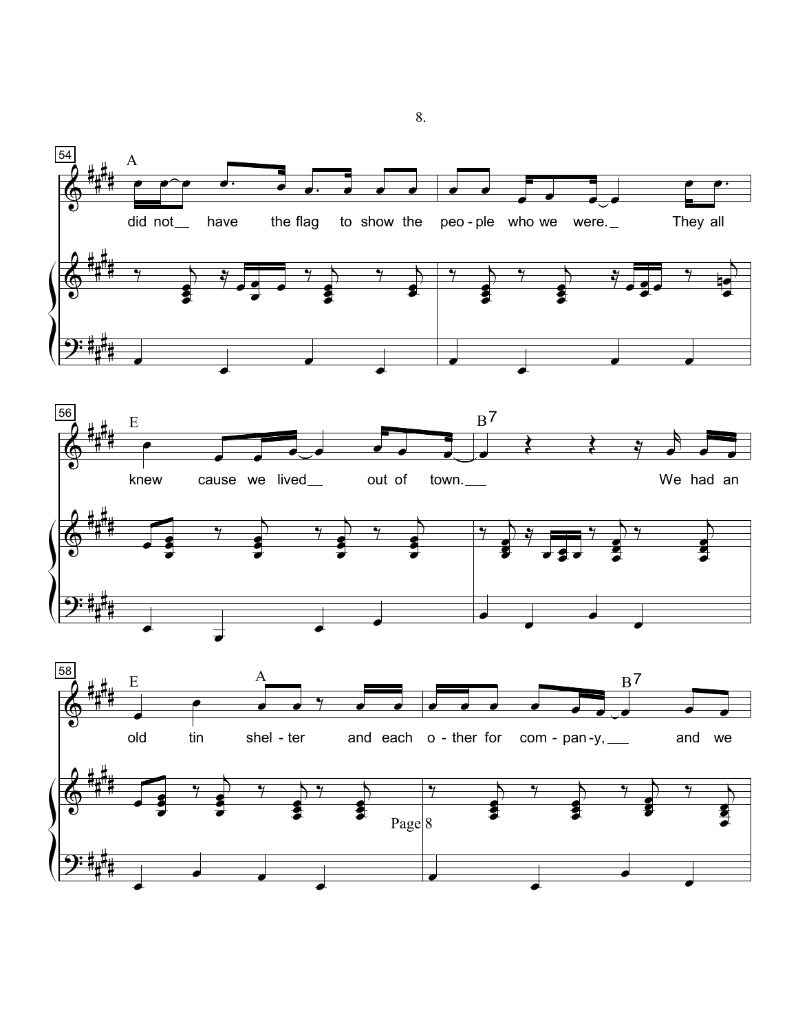54

A

did not__ have the flag to show the peo - ple who we were._ They all

56

E B7

knew cause we lived__ out of town.___ We had an

58

E A B7

old tin shel - ter and each o - ther for com - pan - y,___ and we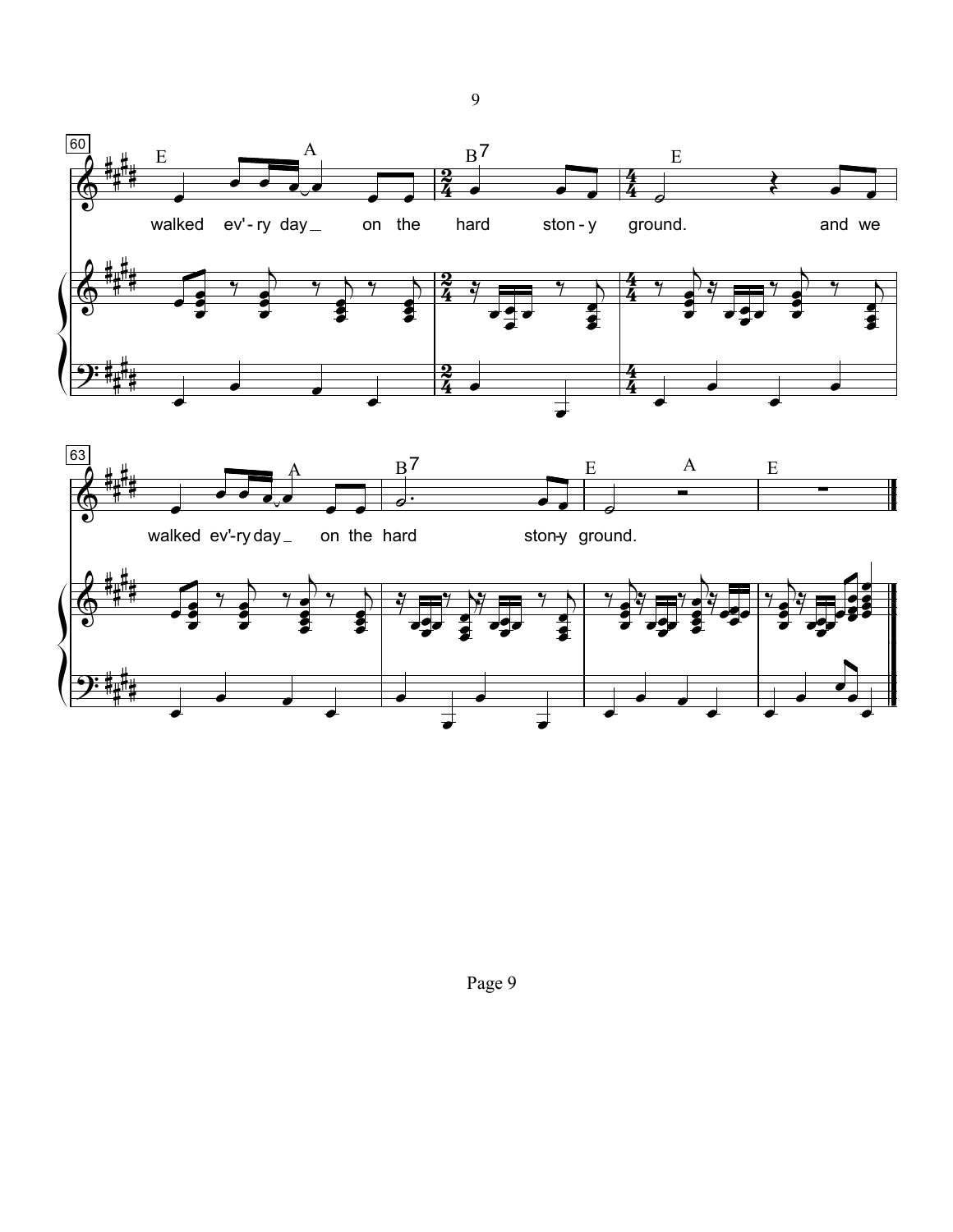walked ev'-ry day on the hard ston-y ground. and we

walked ev'-ry day on the hard ston-y ground.